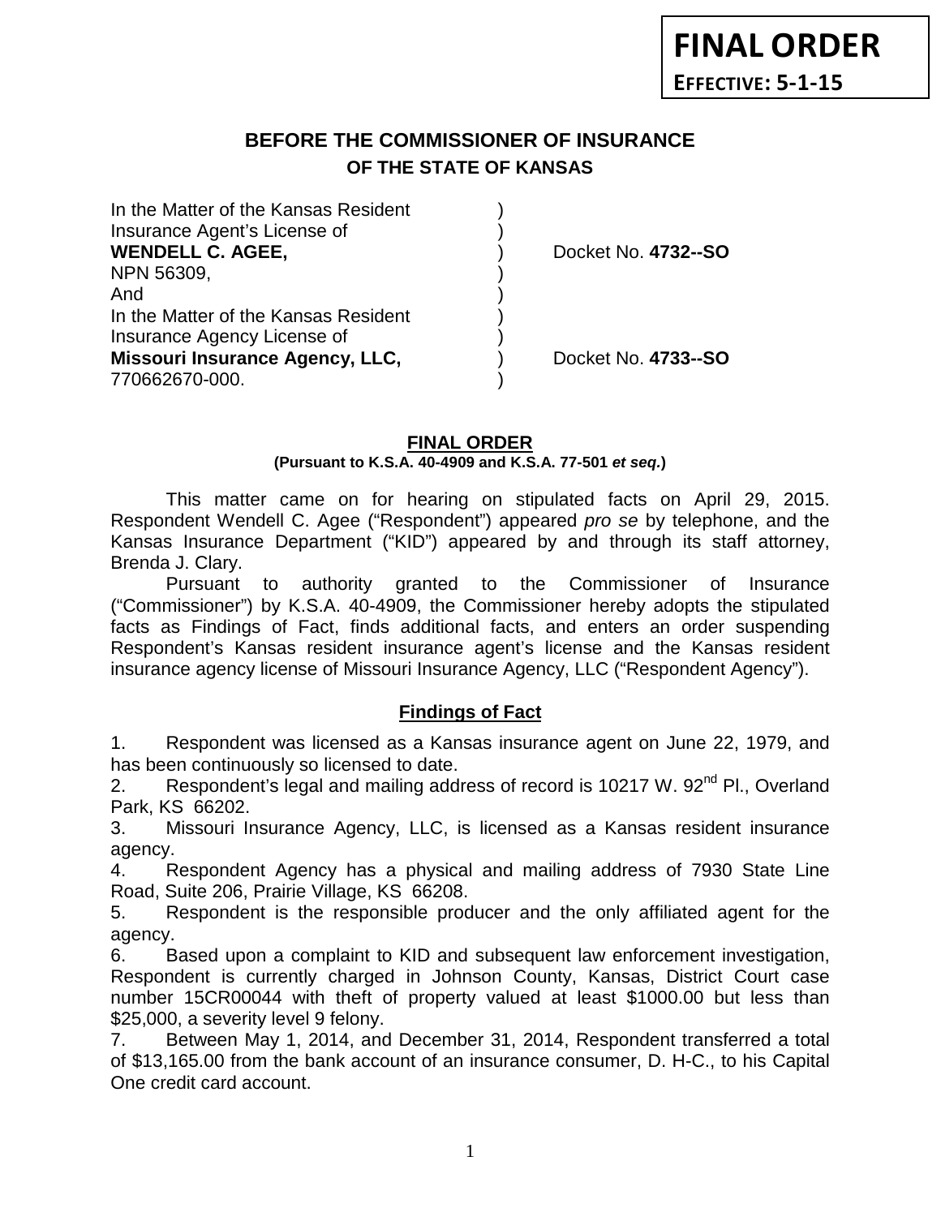**FINAL ORDER**

**EFFECTIVE: 5-1-15**

## BEFORE THE COMMISSIONER OF INSURANCE
### OF THE STATE OF KANSAS

| | | |
|---|---|---|
| In the Matter of the Kansas Resident | ) | |
| Insurance Agent's License of | ) | |
| **WENDELL C. AGEE,** | ) | Docket No. **4732--SO** |
| NPN 56309, | ) | |
| And | ) | |
| In the Matter of the Kansas Resident | ) | |
| Insurance Agency License of | ) | |
| **Missouri Insurance Agency, LLC,** | ) | Docket No. **4733--SO** |
| 770662670-000. | ) | |

### FINAL ORDER
**(Pursuant to K.S.A. 40-4909 and K.S.A. 77-501 *et seq.*)**

This matter came on for hearing on stipulated facts on April 29, 2015. Respondent Wendell C. Agee ("Respondent") appeared *pro se* by telephone, and the Kansas Insurance Department ("KID") appeared by and through its staff attorney, Brenda J. Clary.

Pursuant to authority granted to the Commissioner of Insurance ("Commissioner") by K.S.A. 40-4909, the Commissioner hereby adopts the stipulated facts as Findings of Fact, finds additional facts, and enters an order suspending Respondent's Kansas resident insurance agent's license and the Kansas resident insurance agency license of Missouri Insurance Agency, LLC ("Respondent Agency").

### Findings of Fact

1. Respondent was licensed as a Kansas insurance agent on June 22, 1979, and has been continuously so licensed to date.
2. Respondent's legal and mailing address of record is 10217 W. 92nd Pl., Overland Park, KS 66202.
3. Missouri Insurance Agency, LLC, is licensed as a Kansas resident insurance agency.
4. Respondent Agency has a physical and mailing address of 7930 State Line Road, Suite 206, Prairie Village, KS 66208.
5. Respondent is the responsible producer and the only affiliated agent for the agency.
6. Based upon a complaint to KID and subsequent law enforcement investigation, Respondent is currently charged in Johnson County, Kansas, District Court case number 15CR00044 with theft of property valued at least $1000.00 but less than $25,000, a severity level 9 felony.
7. Between May 1, 2014, and December 31, 2014, Respondent transferred a total of $13,165.00 from the bank account of an insurance consumer, D. H-C., to his Capital One credit card account.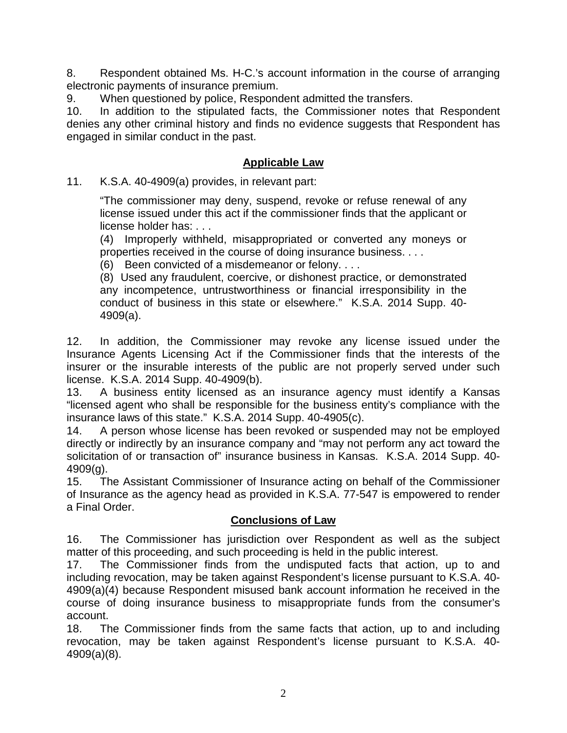8. Respondent obtained Ms. H-C.'s account information in the course of arranging electronic payments of insurance premium.

9. When questioned by police, Respondent admitted the transfers.

10. In addition to the stipulated facts, the Commissioner notes that Respondent denies any other criminal history and finds no evidence suggests that Respondent has engaged in similar conduct in the past.

## **Applicable Law**

11. K.S.A. 40-4909(a) provides, in relevant part:

> "The commissioner may deny, suspend, revoke or refuse renewal of any license issued under this act if the commissioner finds that the applicant or license holder has: . . .
>
> (4) Improperly withheld, misappropriated or converted any moneys or properties received in the course of doing insurance business. . . .
>
> (6) Been convicted of a misdemeanor or felony. . . .
>
> (8) Used any fraudulent, coercive, or dishonest practice, or demonstrated any incompetence, untrustworthiness or financial irresponsibility in the conduct of business in this state or elsewhere." K.S.A. 2014 Supp. 40-4909(a).

12. In addition, the Commissioner may revoke any license issued under the Insurance Agents Licensing Act if the Commissioner finds that the interests of the insurer or the insurable interests of the public are not properly served under such license. K.S.A. 2014 Supp. 40-4909(b).

13. A business entity licensed as an insurance agency must identify a Kansas "licensed agent who shall be responsible for the business entity's compliance with the insurance laws of this state." K.S.A. 2014 Supp. 40-4905(c).

14. A person whose license has been revoked or suspended may not be employed directly or indirectly by an insurance company and "may not perform any act toward the solicitation of or transaction of" insurance business in Kansas. K.S.A. 2014 Supp. 40-4909(g).

15. The Assistant Commissioner of Insurance acting on behalf of the Commissioner of Insurance as the agency head as provided in K.S.A. 77-547 is empowered to render a Final Order.

## **Conclusions of Law**

16. The Commissioner has jurisdiction over Respondent as well as the subject matter of this proceeding, and such proceeding is held in the public interest.

17. The Commissioner finds from the undisputed facts that action, up to and including revocation, may be taken against Respondent's license pursuant to K.S.A. 40-4909(a)(4) because Respondent misused bank account information he received in the course of doing insurance business to misappropriate funds from the consumer's account.

18. The Commissioner finds from the same facts that action, up to and including revocation, may be taken against Respondent's license pursuant to K.S.A. 40-4909(a)(8).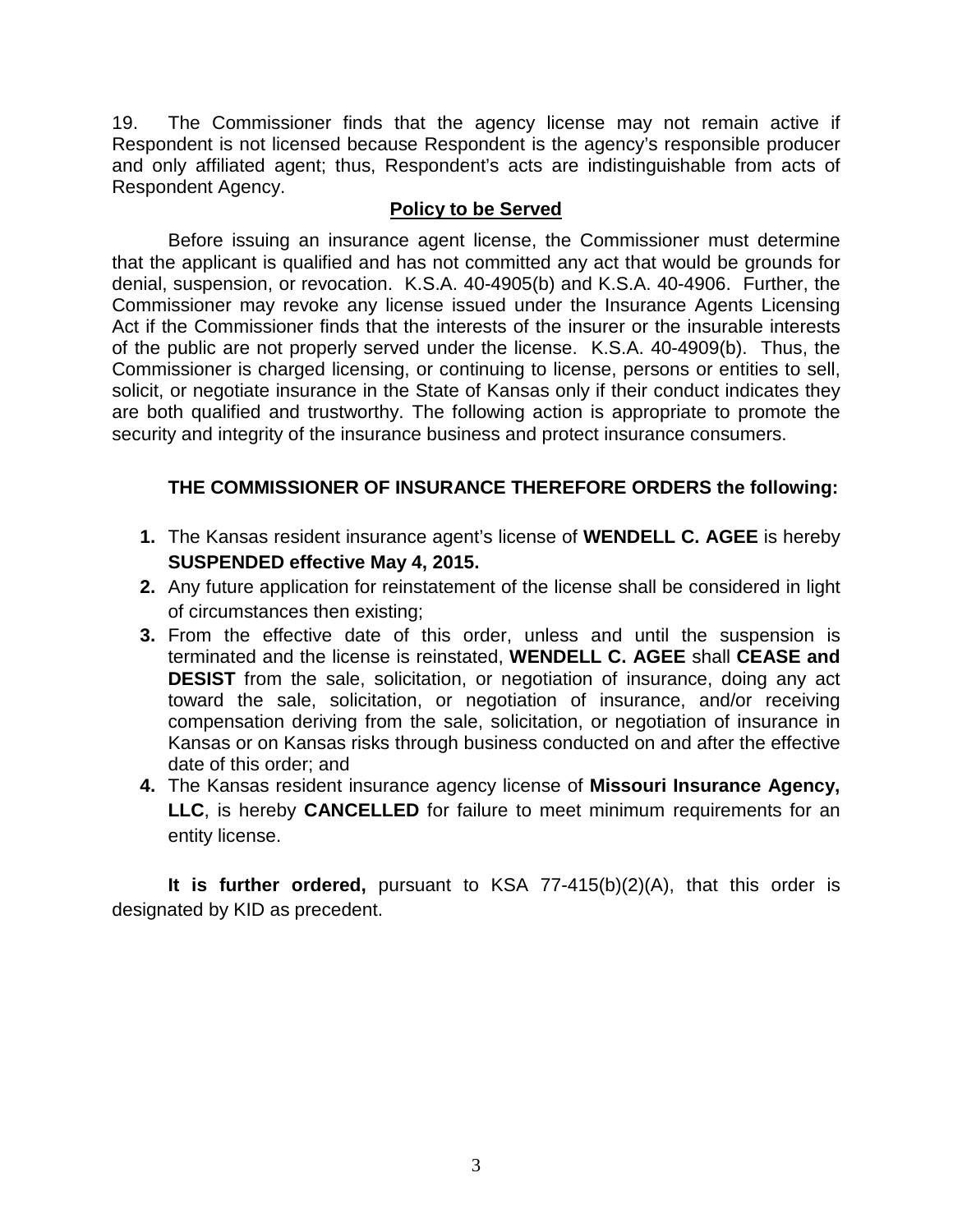19. The Commissioner finds that the agency license may not remain active if Respondent is not licensed because Respondent is the agency's responsible producer and only affiliated agent; thus, Respondent's acts are indistinguishable from acts of Respondent Agency.

## Policy to be Served

Before issuing an insurance agent license, the Commissioner must determine that the applicant is qualified and has not committed any act that would be grounds for denial, suspension, or revocation. K.S.A. 40-4905(b) and K.S.A. 40-4906. Further, the Commissioner may revoke any license issued under the Insurance Agents Licensing Act if the Commissioner finds that the interests of the insurer or the insurable interests of the public are not properly served under the license. K.S.A. 40-4909(b). Thus, the Commissioner is charged licensing, or continuing to license, persons or entities to sell, solicit, or negotiate insurance in the State of Kansas only if their conduct indicates they are both qualified and trustworthy. The following action is appropriate to promote the security and integrity of the insurance business and protect insurance consumers.

**THE COMMISSIONER OF INSURANCE THEREFORE ORDERS the following:**

1. The Kansas resident insurance agent's license of **WENDELL C. AGEE** is hereby **SUSPENDED effective May 4, 2015.**
2. Any future application for reinstatement of the license shall be considered in light of circumstances then existing;
3. From the effective date of this order, unless and until the suspension is terminated and the license is reinstated, **WENDELL C. AGEE** shall **CEASE and DESIST** from the sale, solicitation, or negotiation of insurance, doing any act toward the sale, solicitation, or negotiation of insurance, and/or receiving compensation deriving from the sale, solicitation, or negotiation of insurance in Kansas or on Kansas risks through business conducted on and after the effective date of this order; and
4. The Kansas resident insurance agency license of **Missouri Insurance Agency, LLC**, is hereby **CANCELLED** for failure to meet minimum requirements for an entity license.

**It is further ordered,** pursuant to KSA 77-415(b)(2)(A), that this order is designated by KID as precedent.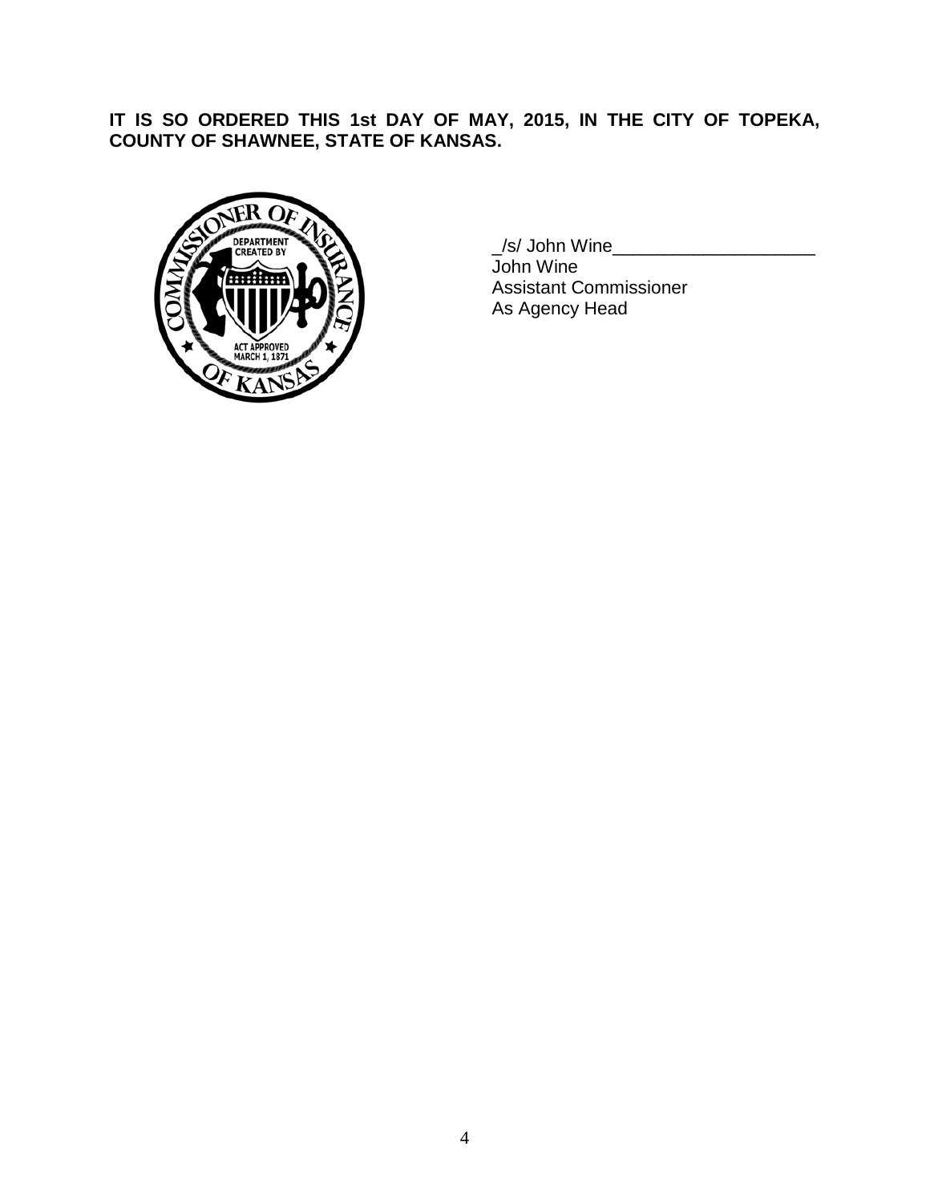**IT IS SO ORDERED THIS 1st DAY OF MAY, 2015, IN THE CITY OF TOPEKA, COUNTY OF SHAWNEE, STATE OF KANSAS.**

_/s/ John Wine____________________
John Wine
Assistant Commissioner
As Agency Head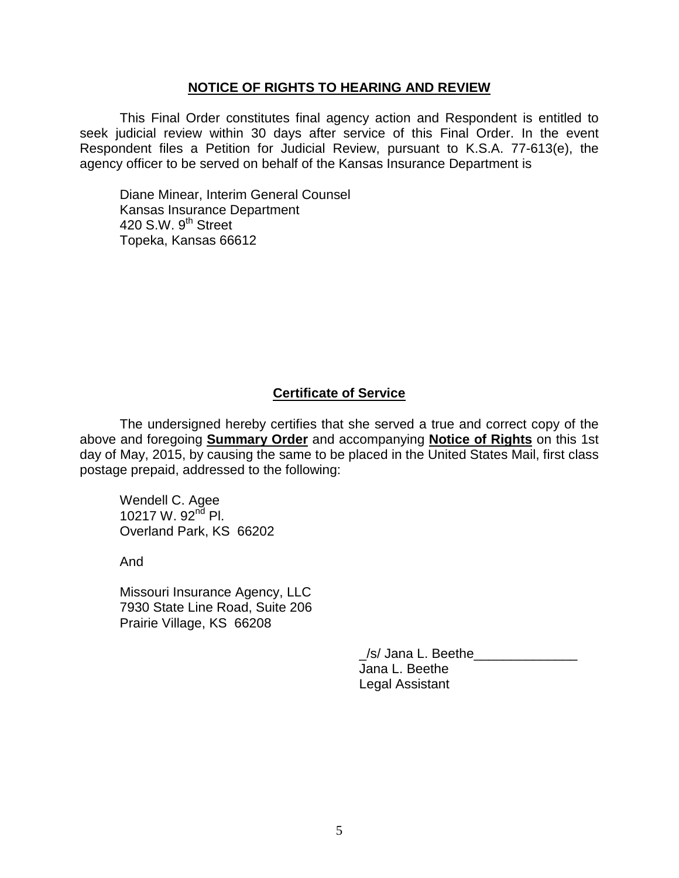## **NOTICE OF RIGHTS TO HEARING AND REVIEW**

This Final Order constitutes final agency action and Respondent is entitled to seek judicial review within 30 days after service of this Final Order. In the event Respondent files a Petition for Judicial Review, pursuant to K.S.A. 77-613(e), the agency officer to be served on behalf of the Kansas Insurance Department is

Diane Minear, Interim General Counsel  
Kansas Insurance Department  
420 S.W. 9th Street  
Topeka, Kansas 66612

## **Certificate of Service**

The undersigned hereby certifies that she served a true and correct copy of the above and foregoing **Summary Order** and accompanying **Notice of Rights** on this 1st day of May, 2015, by causing the same to be placed in the United States Mail, first class postage prepaid, addressed to the following:

Wendell C. Agee  
10217 W. 92nd Pl.  
Overland Park, KS 66202

And

Missouri Insurance Agency, LLC  
7930 State Line Road, Suite 206  
Prairie Village, KS 66208

_/s/ Jana L. Beethe______________  
Jana L. Beethe  
Legal Assistant